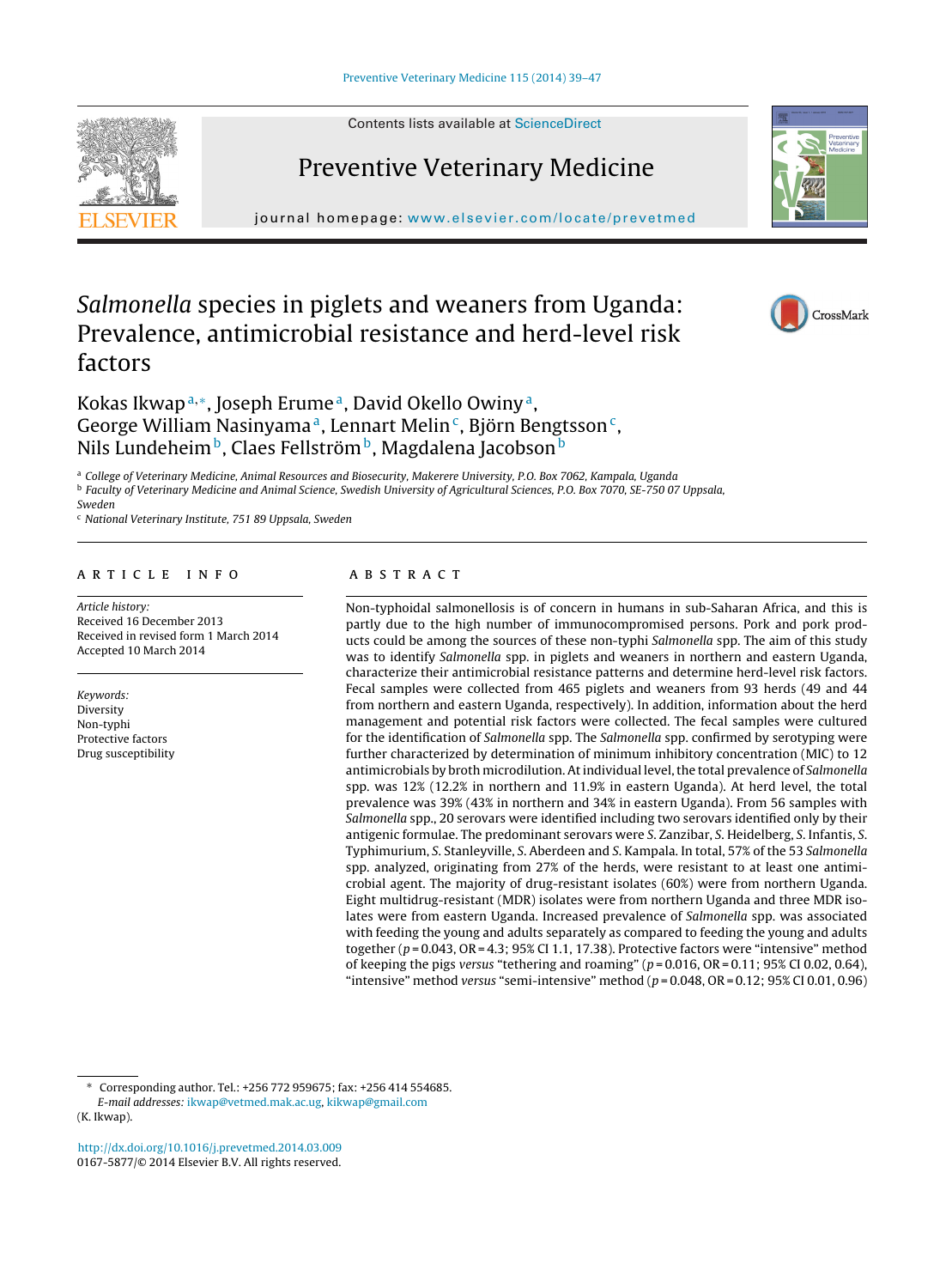# *Salmonella* species in piglets and weaners from Uganda: Prevalence, antimicrobial resistance and herd-level risk factors

Kokas Ikwap[a,*], Joseph Erume[a], David Okello Owiny[a], George William Nasinyama[a], Lennart Melin[c], Björn Bengtsson[c], Nils Lundeheim[b], Claes Fellström[b], Magdalena Jacobson[b]

[a] College of Veterinary Medicine, Animal Resources and Biosecurity, Makerere University, P.O. Box 7062, Kampala, Uganda
[b] Faculty of Veterinary Medicine and Animal Science, Swedish University of Agricultural Sciences, P.O. Box 7070, SE-750 07 Uppsala, Sweden
[c] National Veterinary Institute, 751 89 Uppsala, Sweden

## ARTICLE INFO

*Article history:*
Received 16 December 2013
Received in revised form 1 March 2014
Accepted 10 March 2014

*Keywords:*
Diversity
Non-typhi
Protective factors
Drug susceptibility

## ABSTRACT

Non-typhoidal salmonellosis is of concern in humans in sub-Saharan Africa, and this is partly due to the high number of immunocompromised persons. Pork and pork products could be among the sources of these non-typhi *Salmonella* spp. The aim of this study was to identify *Salmonella* spp. in piglets and weaners in northern and eastern Uganda, characterize their antimicrobial resistance patterns and determine herd-level risk factors. Fecal samples were collected from 465 piglets and weaners from 93 herds (49 and 44 from northern and eastern Uganda, respectively). In addition, information about the herd management and potential risk factors were collected. The fecal samples were cultured for the identification of *Salmonella* spp. The *Salmonella* spp. confirmed by serotyping were further characterized by determination of minimum inhibitory concentration (MIC) to 12 antimicrobials by broth microdilution. At individual level, the total prevalence of *Salmonella* spp. was 12% (12.2% in northern and 11.9% in eastern Uganda). At herd level, the total prevalence was 39% (43% in northern and 34% in eastern Uganda). From 56 samples with *Salmonella* spp., 20 serovars were identified including two serovars identified only by their antigenic formulae. The predominant serovars were *S.* Zanzibar, *S.* Heidelberg, *S.* Infantis, *S.* Typhimurium, *S.* Stanleyville, *S.* Aberdeen and *S.* Kampala. In total, 57% of the 53 *Salmonella* spp. analyzed, originating from 27% of the herds, were resistant to at least one antimicrobial agent. The majority of drug-resistant isolates (60%) were from northern Uganda. Eight multidrug-resistant (MDR) isolates were from northern Uganda and three MDR isolates were from eastern Uganda. Increased prevalence of *Salmonella* spp. was associated with feeding the young and adults separately as compared to feeding the young and adults together ($p = 0.043$, OR = 4.3; 95% CI 1.1, 17.38). Protective factors were "intensive" method of keeping the pigs *versus* "tethering and roaming" ($p = 0.016$, OR = 0.11; 95% CI 0.02, 0.64), "intensive" method *versus* "semi-intensive" method ($p = 0.048$, OR = 0.12; 95% CI 0.01, 0.96)

---

\* Corresponding author. Tel.: +256 772 959675; fax: +256 414 554685.
*E-mail addresses:* ikwap@vetmed.mak.ac.ug, kikwap@gmail.com (K. Ikwap).

http://dx.doi.org/10.1016/j.prevetmed.2014.03.009
0167-5877/© 2014 Elsevier B.V. All rights reserved.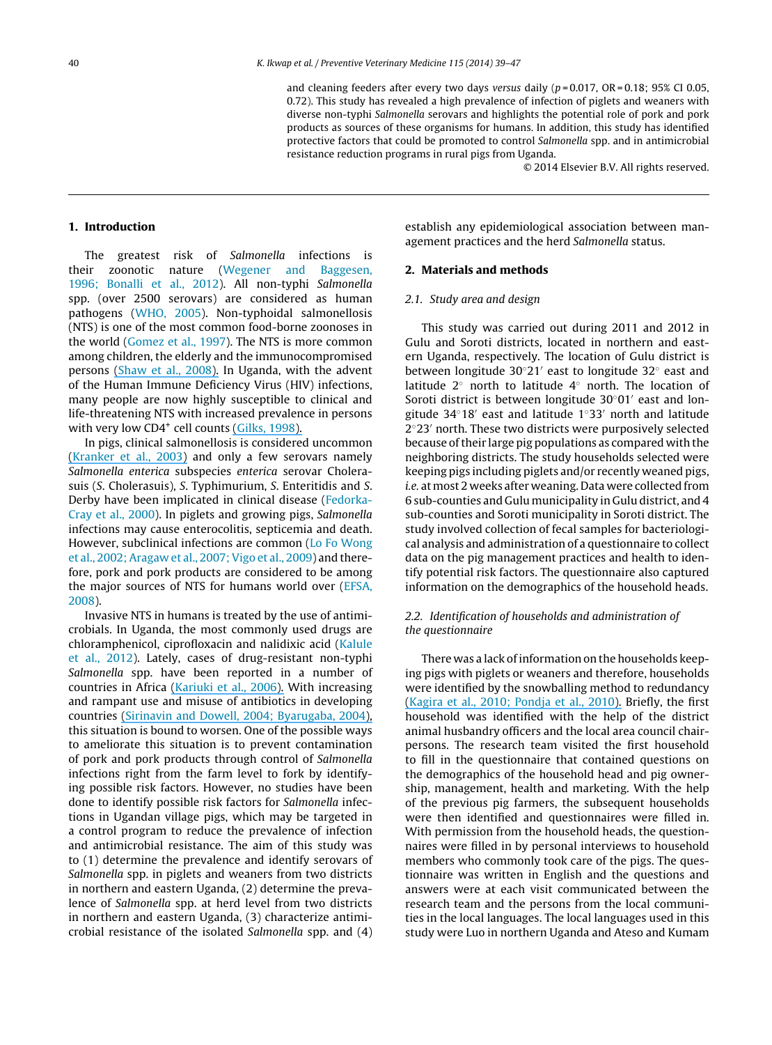and cleaning feeders after every two days *versus* daily ($p = 0.017$, OR = 0.18; 95% CI 0.05, 0.72). This study has revealed a high prevalence of infection of piglets and weaners with diverse non-typhi *Salmonella* serovars and highlights the potential role of pork and pork products as sources of these organisms for humans. In addition, this study has identified protective factors that could be promoted to control *Salmonella* spp. and in antimicrobial resistance reduction programs in rural pigs from Uganda.

© 2014 Elsevier B.V. All rights reserved.

## 1. Introduction

The greatest risk of *Salmonella* infections is their zoonotic nature (Wegener and Baggesen, 1996; Bonalli et al., 2012). All non-typhi *Salmonella* spp. (over 2500 serovars) are considered as human pathogens (WHO, 2005). Non-typhoidal salmonellosis (NTS) is one of the most common food-borne zoonoses in the world (Gomez et al., 1997). The NTS is more common among children, the elderly and the immunocompromised persons (Shaw et al., 2008). In Uganda, with the advent of the Human Immune Deficiency Virus (HIV) infections, many people are now highly susceptible to clinical and life-threatening NTS with increased prevalence in persons with very low CD4$^+$ cell counts (Gilks, 1998).

In pigs, clinical salmonellosis is considered uncommon (Kranker et al., 2003) and only a few serovars namely *Salmonella enterica* subspecies *enterica* serovar Cholerasuis (*S.* Cholerasuis), *S.* Typhimurium, *S.* Enteritidis and *S.* Derby have been implicated in clinical disease (Fedorka-Cray et al., 2000). In piglets and growing pigs, *Salmonella* infections may cause enterocolitis, septicemia and death. However, subclinical infections are common (Lo Fo Wong et al., 2002; Aragaw et al., 2007; Vigo et al., 2009) and therefore, pork and pork products are considered to be among the major sources of NTS for humans world over (EFSA, 2008).

Invasive NTS in humans is treated by the use of antimicrobials. In Uganda, the most commonly used drugs are chloramphenicol, ciprofloxacin and nalidixic acid (Kalule et al., 2012). Lately, cases of drug-resistant non-typhi *Salmonella* spp. have been reported in a number of countries in Africa (Kariuki et al., 2006). With increasing and rampant use and misuse of antibiotics in developing countries (Sirinavin and Dowell, 2004; Byarugaba, 2004), this situation is bound to worsen. One of the possible ways to ameliorate this situation is to prevent contamination of pork and pork products through control of *Salmonella* infections right from the farm level to fork by identifying possible risk factors. However, no studies have been done to identify possible risk factors for *Salmonella* infections in Ugandan village pigs, which may be targeted in a control program to reduce the prevalence of infection and antimicrobial resistance. The aim of this study was to (1) determine the prevalence and identify serovars of *Salmonella* spp. in piglets and weaners from two districts in northern and eastern Uganda, (2) determine the prevalence of *Salmonella* spp. at herd level from two districts in northern and eastern Uganda, (3) characterize antimicrobial resistance of the isolated *Salmonella* spp. and (4) establish any epidemiological association between management practices and the herd *Salmonella* status.

## 2. Materials and methods

### 2.1. Study area and design

This study was carried out during 2011 and 2012 in Gulu and Soroti districts, located in northern and eastern Uganda, respectively. The location of Gulu district is between longitude 30°21′ east to longitude 32° east and latitude 2° north to latitude 4° north. The location of Soroti district is between longitude 30°01′ east and longitude 34°18′ east and latitude 1°33′ north and latitude 2°23′ north. These two districts were purposively selected because of their large pig populations as compared with the neighboring districts. The study households selected were keeping pigs including piglets and/or recently weaned pigs, *i.e.* at most 2 weeks after weaning. Data were collected from 6 sub-counties and Gulu municipality in Gulu district, and 4 sub-counties and Soroti municipality in Soroti district. The study involved collection of fecal samples for bacteriological analysis and administration of a questionnaire to collect data on the pig management practices and health to identify potential risk factors. The questionnaire also captured information on the demographics of the household heads.

### 2.2. Identification of households and administration of the questionnaire

There was a lack of information on the households keeping pigs with piglets or weaners and therefore, households were identified by the snowballing method to redundancy (Kagira et al., 2010; Pondja et al., 2010). Briefly, the first household was identified with the help of the district animal husbandry officers and the local area council chairpersons. The research team visited the first household to fill in the questionnaire that contained questions on the demographics of the household head and pig ownership, management, health and marketing. With the help of the previous pig farmers, the subsequent households were then identified and questionnaires were filled in. With permission from the household heads, the questionnaires were filled in by personal interviews to household members who commonly took care of the pigs. The questionnaire was written in English and the questions and answers were at each visit communicated between the research team and the persons from the local communities in the local languages. The local languages used in this study were Luo in northern Uganda and Ateso and Kumam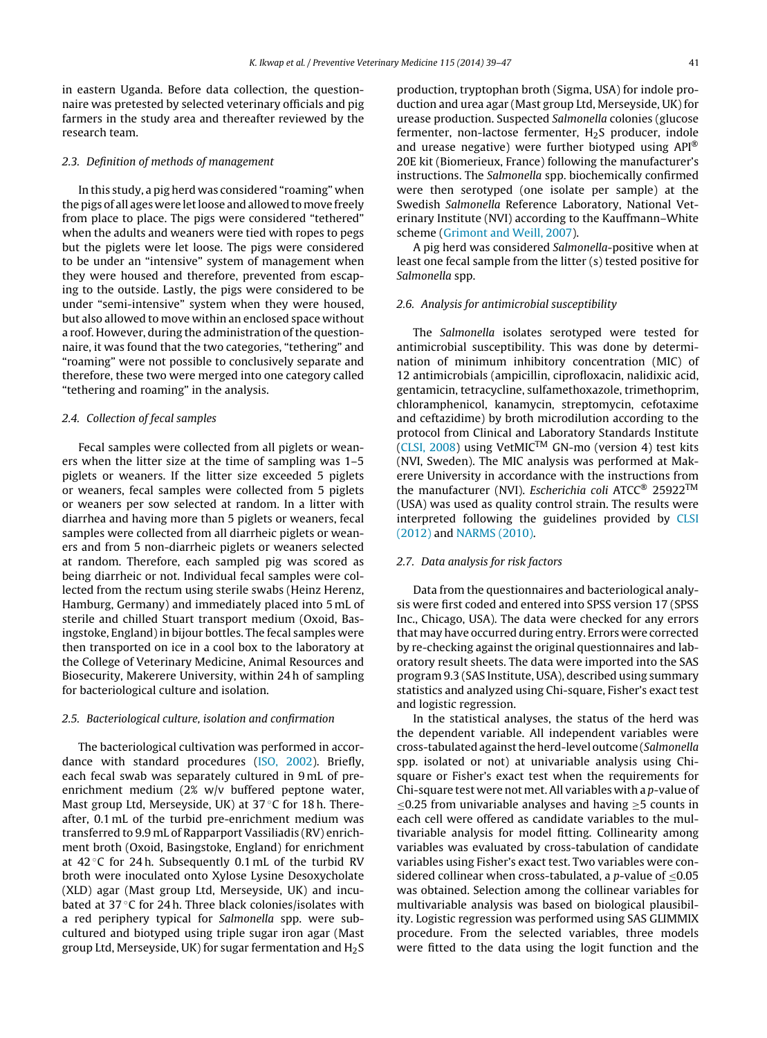in eastern Uganda. Before data collection, the questionnaire was pretested by selected veterinary officials and pig farmers in the study area and thereafter reviewed by the research team.

### 2.3. Definition of methods of management

In this study, a pig herd was considered "roaming" when the pigs of all ages were let loose and allowed to move freely from place to place. The pigs were considered "tethered" when the adults and weaners were tied with ropes to pegs but the piglets were let loose. The pigs were considered to be under an "intensive" system of management when they were housed and therefore, prevented from escaping to the outside. Lastly, the pigs were considered to be under "semi-intensive" system when they were housed, but also allowed to move within an enclosed space without a roof. However, during the administration of the questionnaire, it was found that the two categories, "tethering" and "roaming" were not possible to conclusively separate and therefore, these two were merged into one category called "tethering and roaming" in the analysis.

### 2.4. Collection of fecal samples

Fecal samples were collected from all piglets or weaners when the litter size at the time of sampling was 1–5 piglets or weaners. If the litter size exceeded 5 piglets or weaners, fecal samples were collected from 5 piglets or weaners per sow selected at random. In a litter with diarrhea and having more than 5 piglets or weaners, fecal samples were collected from all diarrheic piglets or weaners and from 5 non-diarrheic piglets or weaners selected at random. Therefore, each sampled pig was scored as being diarrheic or not. Individual fecal samples were collected from the rectum using sterile swabs (Heinz Herenz, Hamburg, Germany) and immediately placed into 5 mL of sterile and chilled Stuart transport medium (Oxoid, Basingstoke, England) in bijour bottles. The fecal samples were then transported on ice in a cool box to the laboratory at the College of Veterinary Medicine, Animal Resources and Biosecurity, Makerere University, within 24 h of sampling for bacteriological culture and isolation.

### 2.5. Bacteriological culture, isolation and confirmation

The bacteriological cultivation was performed in accordance with standard procedures (ISO, 2002). Briefly, each fecal swab was separately cultured in 9 mL of pre-enrichment medium (2% w/v buffered peptone water, Mast group Ltd, Merseyside, UK) at 37 °C for 18 h. Thereafter, 0.1 mL of the turbid pre-enrichment medium was transferred to 9.9 mL of Rapparport Vassiliadis (RV) enrichment broth (Oxoid, Basingstoke, England) for enrichment at 42 °C for 24 h. Subsequently 0.1 mL of the turbid RV broth were inoculated onto Xylose Lysine Desoxycholate (XLD) agar (Mast group Ltd, Merseyside, UK) and incubated at 37 °C for 24 h. Three black colonies/isolates with a red periphery typical for *Salmonella* spp. were subcultured and biotyped using triple sugar iron agar (Mast group Ltd, Merseyside, UK) for sugar fermentation and $H_2S$ production, tryptophan broth (Sigma, USA) for indole production and urea agar (Mast group Ltd, Merseyside, UK) for urease production. Suspected *Salmonella* colonies (glucose fermenter, non-lactose fermenter, $H_2S$ producer, indole and urease negative) were further biotyped using API® 20E kit (Biomerieux, France) following the manufacturer's instructions. The *Salmonella* spp. biochemically confirmed were then serotyped (one isolate per sample) at the Swedish *Salmonella* Reference Laboratory, National Veterinary Institute (NVI) according to the Kauffmann–White scheme (Grimont and Weill, 2007).

A pig herd was considered *Salmonella*-positive when at least one fecal sample from the litter (s) tested positive for *Salmonella* spp.

### 2.6. Analysis for antimicrobial susceptibility

The *Salmonella* isolates serotyped were tested for antimicrobial susceptibility. This was done by determination of minimum inhibitory concentration (MIC) of 12 antimicrobials (ampicillin, ciprofloxacin, nalidixic acid, gentamicin, tetracycline, sulfamethoxazole, trimethoprim, chloramphenicol, kanamycin, streptomycin, cefotaxime and ceftazidime) by broth microdilution according to the protocol from Clinical and Laboratory Standards Institute (CLSI, 2008) using VetMIC™ GN-mo (version 4) test kits (NVI, Sweden). The MIC analysis was performed at Makerere University in accordance with the instructions from the manufacturer (NVI). *Escherichia coli* ATCC® 25922™ (USA) was used as quality control strain. The results were interpreted following the guidelines provided by CLSI (2012) and NARMS (2010).

### 2.7. Data analysis for risk factors

Data from the questionnaires and bacteriological analysis were first coded and entered into SPSS version 17 (SPSS Inc., Chicago, USA). The data were checked for any errors that may have occurred during entry. Errors were corrected by re-checking against the original questionnaires and laboratory result sheets. The data were imported into the SAS program 9.3 (SAS Institute, USA), described using summary statistics and analyzed using Chi-square, Fisher's exact test and logistic regression.

In the statistical analyses, the status of the herd was the dependent variable. All independent variables were cross-tabulated against the herd-level outcome (*Salmonella* spp. isolated or not) at univariable analysis using Chi-square or Fisher's exact test when the requirements for Chi-square test were not met. All variables with a *p*-value of $\leq$0.25 from univariable analyses and having $\geq$5 counts in each cell were offered as candidate variables to the multivariable analysis for model fitting. Collinearity among variables was evaluated by cross-tabulation of candidate variables using Fisher's exact test. Two variables were considered collinear when cross-tabulated, a *p*-value of $\leq$0.05 was obtained. Selection among the collinear variables for multivariable analysis was based on biological plausibility. Logistic regression was performed using SAS GLIMMIX procedure. From the selected variables, three models were fitted to the data using the logit function and the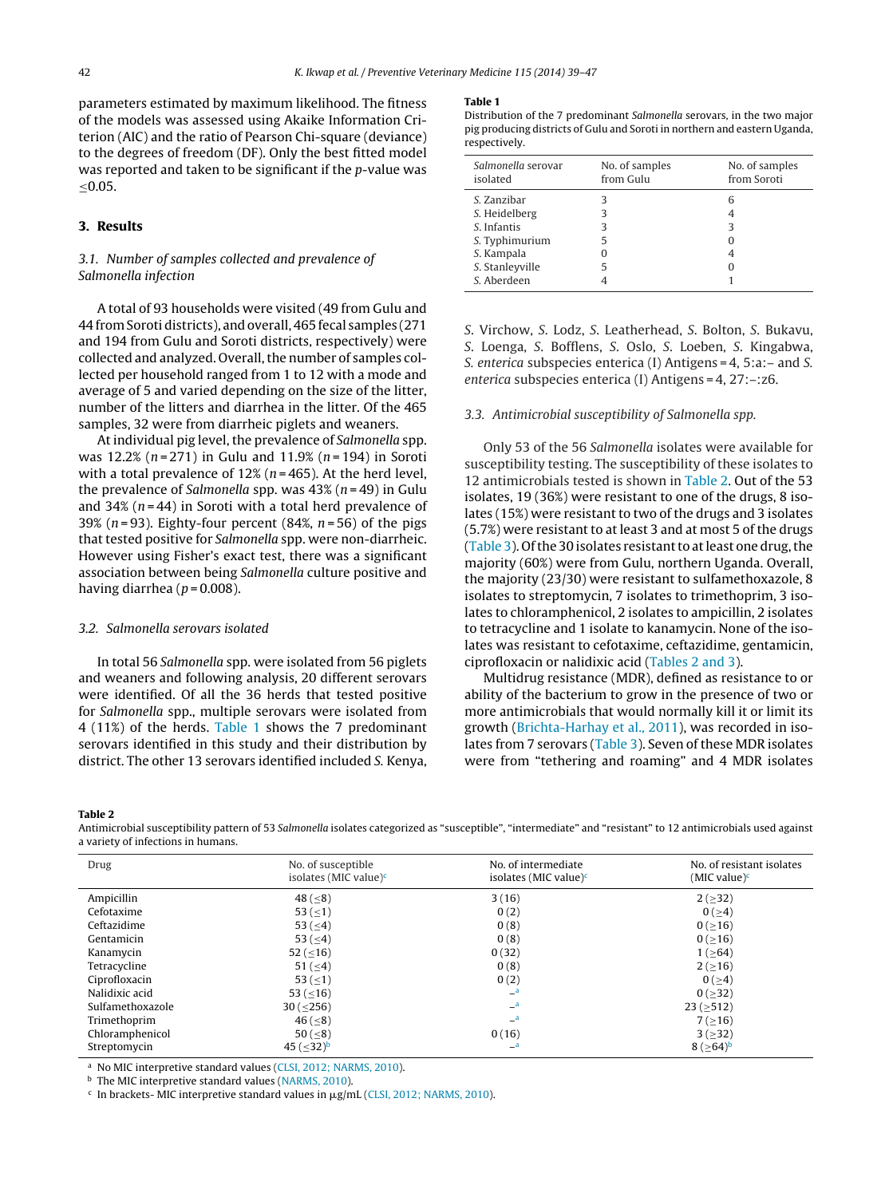parameters estimated by maximum likelihood. The fitness of the models was assessed using Akaike Information Criterion (AIC) and the ratio of Pearson Chi-square (deviance) to the degrees of freedom (DF). Only the best fitted model was reported and taken to be significant if the *p*-value was ≤0.05.

## 3. Results

### 3.1. Number of samples collected and prevalence of *Salmonella* infection

A total of 93 households were visited (49 from Gulu and 44 from Soroti districts), and overall, 465 fecal samples (271 and 194 from Gulu and Soroti districts, respectively) were collected and analyzed. Overall, the number of samples collected per household ranged from 1 to 12 with a mode and average of 5 and varied depending on the size of the litter, number of the litters and diarrhea in the litter. Of the 465 samples, 32 were from diarrheic piglets and weaners.

At individual pig level, the prevalence of *Salmonella* spp. was 12.2% ($n$ = 271) in Gulu and 11.9% ($n$ = 194) in Soroti with a total prevalence of 12% ($n$ = 465). At the herd level, the prevalence of *Salmonella* spp. was 43% ($n$ = 49) in Gulu and 34% ($n$ = 44) in Soroti with a total herd prevalence of 39% ($n$ = 93). Eighty-four percent (84%, $n$ = 56) of the pigs that tested positive for *Salmonella* spp. were non-diarrheic. However using Fisher's exact test, there was a significant association between being *Salmonella* culture positive and having diarrhea ($p$ = 0.008).

### 3.2. *Salmonella* serovars isolated

In total 56 *Salmonella* spp. were isolated from 56 piglets and weaners and following analysis, 20 different serovars were identified. Of all the 36 herds that tested positive for *Salmonella* spp., multiple serovars were isolated from 4 (11%) of the herds. Table 1 shows the 7 predominant serovars identified in this study and their distribution by district. The other 13 serovars identified included *S.* Kenya, *S.* Virchow, *S.* Lodz, *S.* Leatherhead, *S.* Bolton, *S.* Bukavu, *S.* Loenga, *S.* Bofflens, *S.* Oslo, *S.* Loeben, *S.* Kingabwa, *S. enterica* subspecies enterica (I) Antigens = 4, 5:a:– and *S. enterica* subspecies enterica (I) Antigens = 4, 27:–:z6.

**Table 1**
Distribution of the 7 predominant *Salmonella* serovars, in the two major pig producing districts of Gulu and Soroti in northern and eastern Uganda, respectively.

| *Salmonella* serovar isolated | No. of samples from Gulu | No. of samples from Soroti |
|---|---|---|
| *S.* Zanzibar | 3 | 6 |
| *S.* Heidelberg | 3 | 4 |
| *S.* Infantis | 3 | 3 |
| *S.* Typhimurium | 5 | 0 |
| *S.* Kampala | 0 | 4 |
| *S.* Stanleyville | 5 | 0 |
| *S.* Aberdeen | 4 | 1 |

### 3.3. Antimicrobial susceptibility of *Salmonella* spp.

Only 53 of the 56 *Salmonella* isolates were available for susceptibility testing. The susceptibility of these isolates to 12 antimicrobials tested is shown in Table 2. Out of the 53 isolates, 19 (36%) were resistant to one of the drugs, 8 isolates (15%) were resistant to two of the drugs and 3 isolates (5.7%) were resistant to at least 3 and at most 5 of the drugs (Table 3). Of the 30 isolates resistant to at least one drug, the majority (60%) were from Gulu, northern Uganda. Overall, the majority (23/30) were resistant to sulfamethoxazole, 8 isolates to streptomycin, 7 isolates to trimethoprim, 3 isolates to chloramphenicol, 2 isolates to ampicillin, 2 isolates to tetracycline and 1 isolate to kanamycin. None of the isolates was resistant to cefotaxime, ceftazidime, gentamicin, ciprofloxacin or nalidixic acid (Tables 2 and 3).

Multidrug resistance (MDR), defined as resistance to or ability of the bacterium to grow in the presence of two or more antimicrobials that would normally kill it or limit its growth (Brichta-Harhay et al., 2011), was recorded in isolates from 7 serovars (Table 3). Seven of these MDR isolates were from "tethering and roaming" and 4 MDR isolates

**Table 2**
Antimicrobial susceptibility pattern of 53 *Salmonella* isolates categorized as "susceptible", "intermediate" and "resistant" to 12 antimicrobials used against a variety of infections in humans.

| Drug | No. of susceptible isolates (MIC value)[c] | No. of intermediate isolates (MIC value)[c] | No. of resistant isolates (MIC value)[c] |
|---|---|---|---|
| Ampicillin | 48 (≤8) | 3 (16) | 2 (≥32) |
| Cefotaxime | 53 (≤1) | 0 (2) | 0 (≥4) |
| Ceftazidime | 53 (≤4) | 0 (8) | 0 (≥16) |
| Gentamicin | 53 (≤4) | 0 (8) | 0 (≥16) |
| Kanamycin | 52 (≤16) | 0 (32) | 1 (≥64) |
| Tetracycline | 51 (≤4) | 0 (8) | 2 (≥16) |
| Ciprofloxacin | 53 (≤1) | 0 (2) | 0 (≥4) |
| Nalidixic acid | 53 (≤16) | –[a] | 0 (≥32) |
| Sulfamethoxazole | 30 (≤256) | –[a] | 23 (≥512) |
| Trimethoprim | 46 (≤8) | –[a] | 7 (≥16) |
| Chloramphenicol | 50 (≤8) | 0 (16) | 3 (≥32) |
| Streptomycin | 45 (≤32)[b] | –[a] | 8 (≥64)[b] |

[a] No MIC interpretive standard values (CLSI, 2012; NARMS, 2010).
[b] The MIC interpretive standard values (NARMS, 2010).
[c] In brackets- MIC interpretive standard values in μg/mL (CLSI, 2012; NARMS, 2010).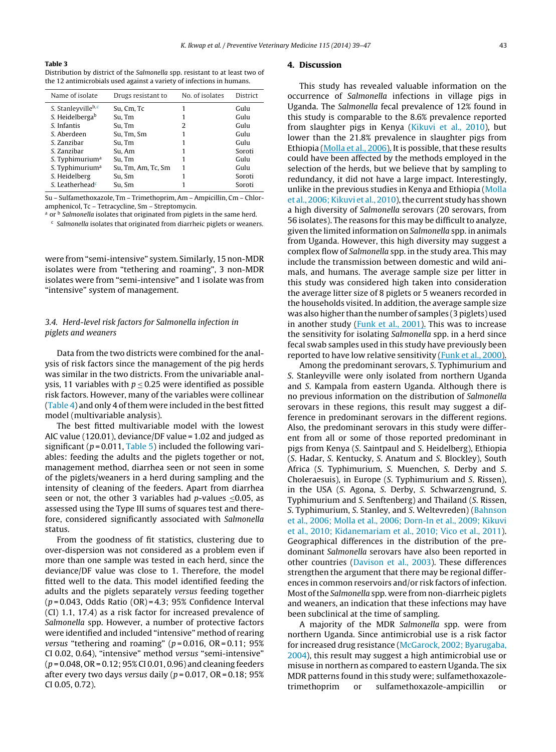**Table 3**
Distribution by district of the *Salmonella* spp. resistant to at least two of the 12 antimicrobials used against a variety of infections in humans.

| Name of isolate | Drugs resistant to | No. of isolates | District |
|---|---|---|---|
| *S.* Stanleyville[b,c] | Su, Cm, Tc | 1 | Gulu |
| *S.* Heidelberga[b] | Su, Tm | 1 | Gulu |
| *S.* Infantis | Su, Tm | 2 | Gulu |
| *S.* Aberdeen | Su, Tm, Sm | 1 | Gulu |
| *S.* Zanzibar | Su, Tm | 1 | Gulu |
| *S.* Zanzibar | Su, Am | 1 | Soroti |
| *S.* Typhimurium[a] | Su, Tm | 1 | Gulu |
| *S.* Typhimurium[a] | Su, Tm, Am, Tc, Sm | 1 | Gulu |
| *S.* Heidelberg | Su, Sm | 1 | Soroti |
| *S.* Leatherhead[c] | Su, Sm | 1 | Soroti |

Su – Sulfamethoxazole, Tm – Trimethoprim, Am – Ampicillin, Cm – Chloramphenicol, Tc – Tetracycline, Sm – Streptomycin.
[a] or [b] *Salmonella* isolates that originated from piglets in the same herd.
[c] *Salmonella* isolates that originated from diarrheic piglets or weaners.

were from "semi-intensive" system. Similarly, 15 non-MDR isolates were from "tethering and roaming", 3 non-MDR isolates were from "semi-intensive" and 1 isolate was from "intensive" system of management.

### 3.4. Herd-level risk factors for Salmonella infection in piglets and weaners

Data from the two districts were combined for the analysis of risk factors since the management of the pig herds was similar in the two districts. From the univariable analysis, 11 variables with $p \leq 0.25$ were identified as possible risk factors. However, many of the variables were collinear (Table 4) and only 4 of them were included in the best fitted model (multivariable analysis).

The best fitted multivariable model with the lowest AIC value (120.01), deviance/DF value = 1.02 and judged as significant ($p = 0.011$, Table 5) included the following variables: feeding the adults and the piglets together or not, management method, diarrhea seen or not seen in some of the piglets/weaners in a herd during sampling and the intensity of cleaning of the feeders. Apart from diarrhea seen or not, the other 3 variables had $p$-values $\leq 0.05$, as assessed using the Type III sums of squares test and therefore, considered significantly associated with *Salmonella* status.

From the goodness of fit statistics, clustering due to over-dispersion was not considered as a problem even if more than one sample was tested in each herd, since the deviance/DF value was close to 1. Therefore, the model fitted well to the data. This model identified feeding the adults and the piglets together ($p = 0.043$, Odds Ratio (OR) = 4.3; 95% Confidence Interval (CI) 1.1, 17.4) as a risk factor for increased prevalence of *Salmonella* spp. However, a number of protective factors were identified and included "intensive" method of rearing *versus* "tethering and roaming" ($p = 0.016$, OR = 0.11; 95% CI 0.02, 0.64), "intensive" method *versus* "semi-intensive" ($p = 0.048$, OR = 0.12; 95% CI 0.01, 0.96) and cleaning feeders after every two days *versus* daily ($p = 0.017$, OR = 0.18; 95% CI 0.05, 0.72).

## 4. Discussion

This study has revealed valuable information on the occurrence of *Salmonella* infections in village pigs in Uganda. The *Salmonella* fecal prevalence of 12% found in this study is comparable to the 8.6% prevalence reported from slaughter pigs in Kenya (Kikuvi et al., 2010), but lower than the 21.8% prevalence in slaughter pigs from Ethiopia (Molla et al., 2006). It is possible, that these results could have been affected by the methods employed in the selection of the herds, but we believe that by sampling to redundancy, it did not have a large impact. Interestingly, unlike in the previous studies in Kenya and Ethiopia (Molla et al., 2006; Kikuvi et al., 2010), the current study has shown a high diversity of *Salmonella* serovars (20 serovars, from 56 isolates). The reasons for this may be difficult to analyze, given the limited information on *Salmonella* spp. in animals from Uganda. However, this high diversity may suggest a complex flow of *Salmonella* spp. in the study area. This may include the transmission between domestic and wild animals, and humans. The average sample size per litter in this study was considered high taken into consideration the average litter size of 8 piglets or 5 weaners recorded in the households visited. In addition, the average sample size was also higher than the number of samples (3 piglets) used in another study (Funk et al., 2001). This was to increase the sensitivity for isolating *Salmonella* spp. in a herd since fecal swab samples used in this study have previously been reported to have low relative sensitivity (Funk et al., 2000).

Among the predominant serovars, *S.* Typhimurium and *S.* Stanleyville were only isolated from northern Uganda and *S.* Kampala from eastern Uganda. Although there is no previous information on the distribution of *Salmonella* serovars in these regions, this result may suggest a difference in predominant serovars in the different regions. Also, the predominant serovars in this study were different from all or some of those reported predominant in pigs from Kenya (*S.* Saintpaul and *S.* Heidelberg), Ethiopia (*S.* Hadar, *S.* Kentucky, *S.* Anatum and *S.* Blockley), South Africa (*S.* Typhimurium, *S.* Muenchen, *S.* Derby and *S.* Choleraesuis), in Europe (*S.* Typhimurium and *S.* Rissen), in the USA (*S.* Agona, *S.* Derby, *S.* Schwarzengrund, *S.* Typhimurium and *S.* Senftenberg) and Thailand (*S.* Rissen, *S.* Typhimurium, *S.* Stanley, and *S.* Weltevreden) (Bahnson et al., 2006; Molla et al., 2006; Dorn-In et al., 2009; Kikuvi et al., 2010; Kidanemariam et al., 2010; Vico et al., 2011). Geographical differences in the distribution of the predominant *Salmonella* serovars have also been reported in other countries (Davison et al., 2003). These differences strengthen the argument that there may be regional differences in common reservoirs and/or risk factors of infection. Most of the *Salmonella* spp. were from non-diarrheic piglets and weaners, an indication that these infections may have been subclinical at the time of sampling.

A majority of the MDR *Salmonella* spp. were from northern Uganda. Since antimicrobial use is a risk factor for increased drug resistance (McGarock, 2002; Byarugaba, 2004), this result may suggest a high antimicrobial use or misuse in northern as compared to eastern Uganda. The six MDR patterns found in this study were; sulfamethoxazole-trimethoprim or sulfamethoxazole-ampicillin or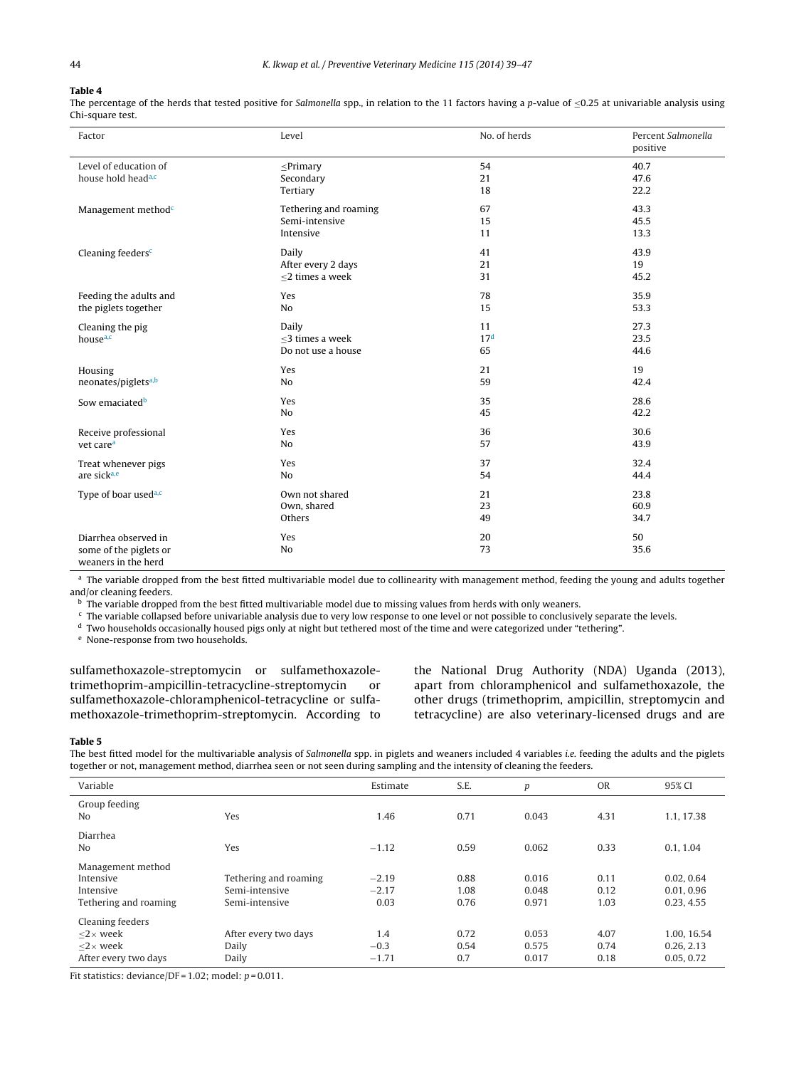**Table 4**
The percentage of the herds that tested positive for *Salmonella* spp., in relation to the 11 factors having a *p*-value of ≤0.25 at univariable analysis using Chi-square test.

| Factor | Level | No. of herds | Percent *Salmonella* positive |
|---|---|---|---|
| Level of education of house hold head[a,c] | ≤Primary | 54 | 40.7 |
| | Secondary | 21 | 47.6 |
| | Tertiary | 18 | 22.2 |
| Management method[c] | Tethering and roaming | 67 | 43.3 |
| | Semi-intensive | 15 | 45.5 |
| | Intensive | 11 | 13.3 |
| Cleaning feeders[c] | Daily | 41 | 43.9 |
| | After every 2 days | 21 | 19 |
| | ≤2 times a week | 31 | 45.2 |
| Feeding the adults and the piglets together | Yes | 78 | 35.9 |
| | No | 15 | 53.3 |
| Cleaning the pig house[a,c] | Daily | 11 | 27.3 |
| | ≤3 times a week | 17[d] | 23.5 |
| | Do not use a house | 65 | 44.6 |
| Housing neonates/piglets[a,b] | Yes | 21 | 19 |
| | No | 59 | 42.4 |
| Sow emaciated[b] | Yes | 35 | 28.6 |
| | No | 45 | 42.2 |
| Receive professional vet care[a] | Yes | 36 | 30.6 |
| | No | 57 | 43.9 |
| Treat whenever pigs are sick[a,e] | Yes | 37 | 32.4 |
| | No | 54 | 44.4 |
| Type of boar used[a,c] | Own not shared | 21 | 23.8 |
| | Own, shared | 23 | 60.9 |
| | Others | 49 | 34.7 |
| Diarrhea observed in some of the piglets or weaners in the herd | Yes | 20 | 50 |
| | No | 73 | 35.6 |

[a] The variable dropped from the best fitted multivariable model due to collinearity with management method, feeding the young and adults together and/or cleaning feeders.
[b] The variable dropped from the best fitted multivariable model due to missing values from herds with only weaners.
[c] The variable collapsed before univariable analysis due to very low response to one level or not possible to conclusively separate the levels.
[d] Two households occasionally housed pigs only at night but tethered most of the time and were categorized under "tethering".
[e] None-response from two households.

sulfamethoxazole-streptomycin or sulfamethoxazole-trimethoprim-ampicillin-tetracycline-streptomycin or sulfamethoxazole-chloramphenicol-tetracycline or sulfamethoxazole-trimethoprim-streptomycin. According to the National Drug Authority (NDA) Uganda (2013), apart from chloramphenicol and sulfamethoxazole, the other drugs (trimethoprim, ampicillin, streptomycin and tetracycline) are also veterinary-licensed drugs and are

**Table 5**
The best fitted model for the multivariable analysis of *Salmonella* spp. in piglets and weaners included 4 variables *i.e.* feeding the adults and the piglets together or not, management method, diarrhea seen or not seen during sampling and the intensity of cleaning the feeders.

| Variable | | Estimate | S.E. | *p* | OR | 95% CI |
|---|---|---|---|---|---|---|
| Group feeding | | | | | | |
| No | Yes | 1.46 | 0.71 | 0.043 | 4.31 | 1.1, 17.38 |
| Diarrhea | | | | | | |
| No | Yes | −1.12 | 0.59 | 0.062 | 0.33 | 0.1, 1.04 |
| Management method | | | | | | |
| Intensive | Tethering and roaming | −2.19 | 0.88 | 0.016 | 0.11 | 0.02, 0.64 |
| Intensive | Semi-intensive | −2.17 | 1.08 | 0.048 | 0.12 | 0.01, 0.96 |
| Tethering and roaming | Semi-intensive | 0.03 | 0.76 | 0.971 | 1.03 | 0.23, 4.55 |
| Cleaning feeders | | | | | | |
| ≤2× week | After every two days | 1.4 | 0.72 | 0.053 | 4.07 | 1.00, 16.54 |
| ≤2× week | Daily | −0.3 | 0.54 | 0.575 | 0.74 | 0.26, 2.13 |
| After every two days | Daily | −1.71 | 0.7 | 0.017 | 0.18 | 0.05, 0.72 |

Fit statistics: deviance/DF = 1.02; model: $p = 0.011$.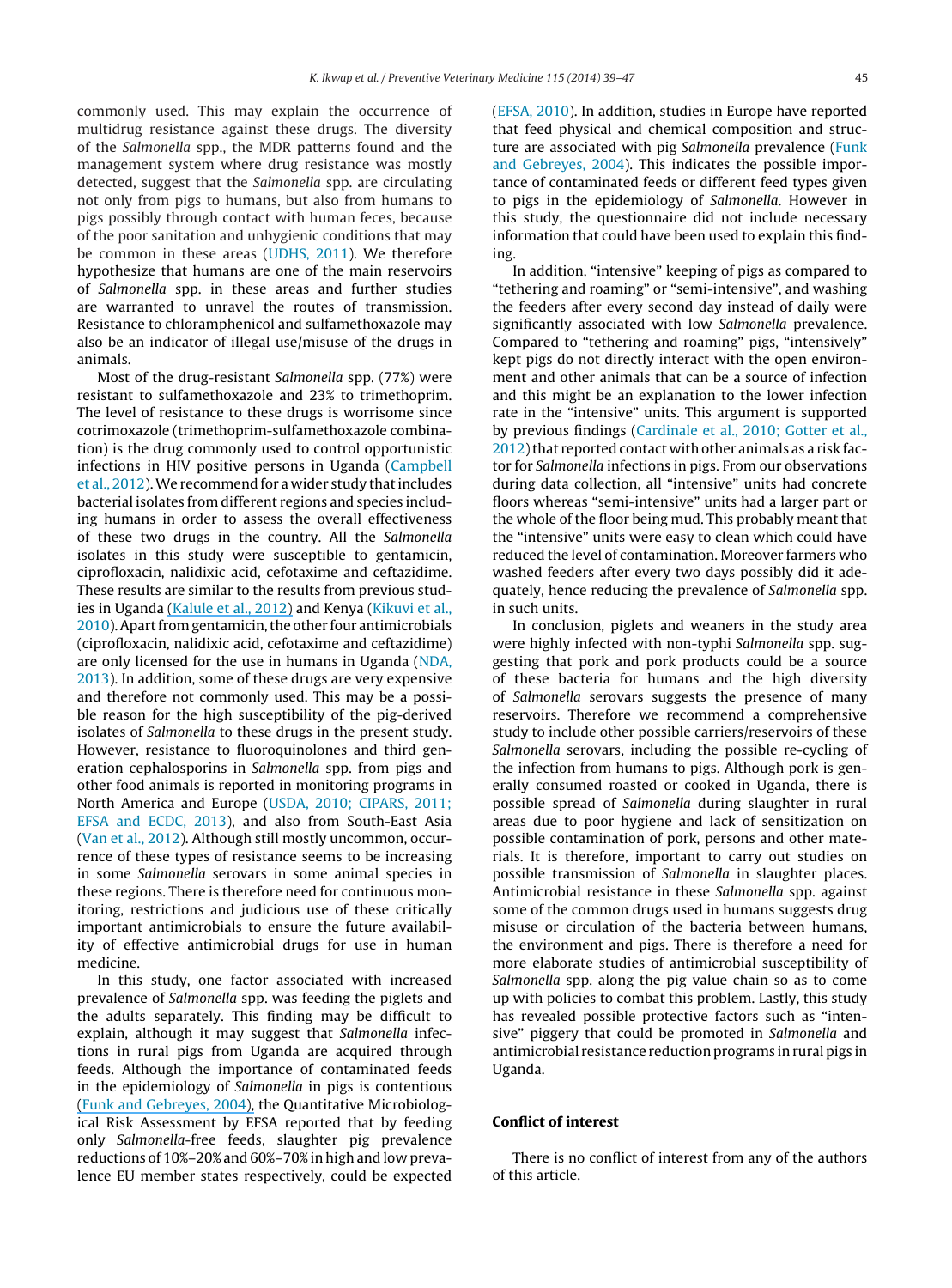commonly used. This may explain the occurrence of multidrug resistance against these drugs. The diversity of the *Salmonella* spp., the MDR patterns found and the management system where drug resistance was mostly detected, suggest that the *Salmonella* spp. are circulating not only from pigs to humans, but also from humans to pigs possibly through contact with human feces, because of the poor sanitation and unhygienic conditions that may be common in these areas (UDHS, 2011). We therefore hypothesize that humans are one of the main reservoirs of *Salmonella* spp. in these areas and further studies are warranted to unravel the routes of transmission. Resistance to chloramphenicol and sulfamethoxazole may also be an indicator of illegal use/misuse of the drugs in animals.

Most of the drug-resistant *Salmonella* spp. (77%) were resistant to sulfamethoxazole and 23% to trimethoprim. The level of resistance to these drugs is worrisome since cotrimoxazole (trimethoprim-sulfamethoxazole combination) is the drug commonly used to control opportunistic infections in HIV positive persons in Uganda (Campbell et al., 2012). We recommend for a wider study that includes bacterial isolates from different regions and species including humans in order to assess the overall effectiveness of these two drugs in the country. All the *Salmonella* isolates in this study were susceptible to gentamicin, ciprofloxacin, nalidixic acid, cefotaxime and ceftazidime. These results are similar to the results from previous studies in Uganda (Kalule et al., 2012) and Kenya (Kikuvi et al., 2010). Apart from gentamicin, the other four antimicrobials (ciprofloxacin, nalidixic acid, cefotaxime and ceftazidime) are only licensed for the use in humans in Uganda (NDA, 2013). In addition, some of these drugs are very expensive and therefore not commonly used. This may be a possible reason for the high susceptibility of the pig-derived isolates of *Salmonella* to these drugs in the present study. However, resistance to fluoroquinolones and third generation cephalosporins in *Salmonella* spp. from pigs and other food animals is reported in monitoring programs in North America and Europe (USDA, 2010; CIPARS, 2011; EFSA and ECDC, 2013), and also from South-East Asia (Van et al., 2012). Although still mostly uncommon, occurrence of these types of resistance seems to be increasing in some *Salmonella* serovars in some animal species in these regions. There is therefore need for continuous monitoring, restrictions and judicious use of these critically important antimicrobials to ensure the future availability of effective antimicrobial drugs for use in human medicine.

In this study, one factor associated with increased prevalence of *Salmonella* spp. was feeding the piglets and the adults separately. This finding may be difficult to explain, although it may suggest that *Salmonella* infections in rural pigs from Uganda are acquired through feeds. Although the importance of contaminated feeds in the epidemiology of *Salmonella* in pigs is contentious (Funk and Gebreyes, 2004), the Quantitative Microbiological Risk Assessment by EFSA reported that by feeding only *Salmonella*-free feeds, slaughter pig prevalence reductions of 10%–20% and 60%–70% in high and low prevalence EU member states respectively, could be expected (EFSA, 2010). In addition, studies in Europe have reported that feed physical and chemical composition and structure are associated with pig *Salmonella* prevalence (Funk and Gebreyes, 2004). This indicates the possible importance of contaminated feeds or different feed types given to pigs in the epidemiology of *Salmonella*. However in this study, the questionnaire did not include necessary information that could have been used to explain this finding.

In addition, "intensive" keeping of pigs as compared to "tethering and roaming" or "semi-intensive", and washing the feeders after every second day instead of daily were significantly associated with low *Salmonella* prevalence. Compared to "tethering and roaming" pigs, "intensively" kept pigs do not directly interact with the open environment and other animals that can be a source of infection and this might be an explanation to the lower infection rate in the "intensive" units. This argument is supported by previous findings (Cardinale et al., 2010; Gotter et al., 2012) that reported contact with other animals as a risk factor for *Salmonella* infections in pigs. From our observations during data collection, all "intensive" units had concrete floors whereas "semi-intensive" units had a larger part or the whole of the floor being mud. This probably meant that the "intensive" units were easy to clean which could have reduced the level of contamination. Moreover farmers who washed feeders after every two days possibly did it adequately, hence reducing the prevalence of *Salmonella* spp. in such units.

In conclusion, piglets and weaners in the study area were highly infected with non-typhi *Salmonella* spp. suggesting that pork and pork products could be a source of these bacteria for humans and the high diversity of *Salmonella* serovars suggests the presence of many reservoirs. Therefore we recommend a comprehensive study to include other possible carriers/reservoirs of these *Salmonella* serovars, including the possible re-cycling of the infection from humans to pigs. Although pork is generally consumed roasted or cooked in Uganda, there is possible spread of *Salmonella* during slaughter in rural areas due to poor hygiene and lack of sensitization on possible contamination of pork, persons and other materials. It is therefore, important to carry out studies on possible transmission of *Salmonella* in slaughter places. Antimicrobial resistance in these *Salmonella* spp. against some of the common drugs used in humans suggests drug misuse or circulation of the bacteria between humans, the environment and pigs. There is therefore a need for more elaborate studies of antimicrobial susceptibility of *Salmonella* spp. along the pig value chain so as to come up with policies to combat this problem. Lastly, this study has revealed possible protective factors such as "intensive" piggery that could be promoted in *Salmonella* and antimicrobial resistance reduction programs in rural pigs in Uganda.

## Conflict of interest

There is no conflict of interest from any of the authors of this article.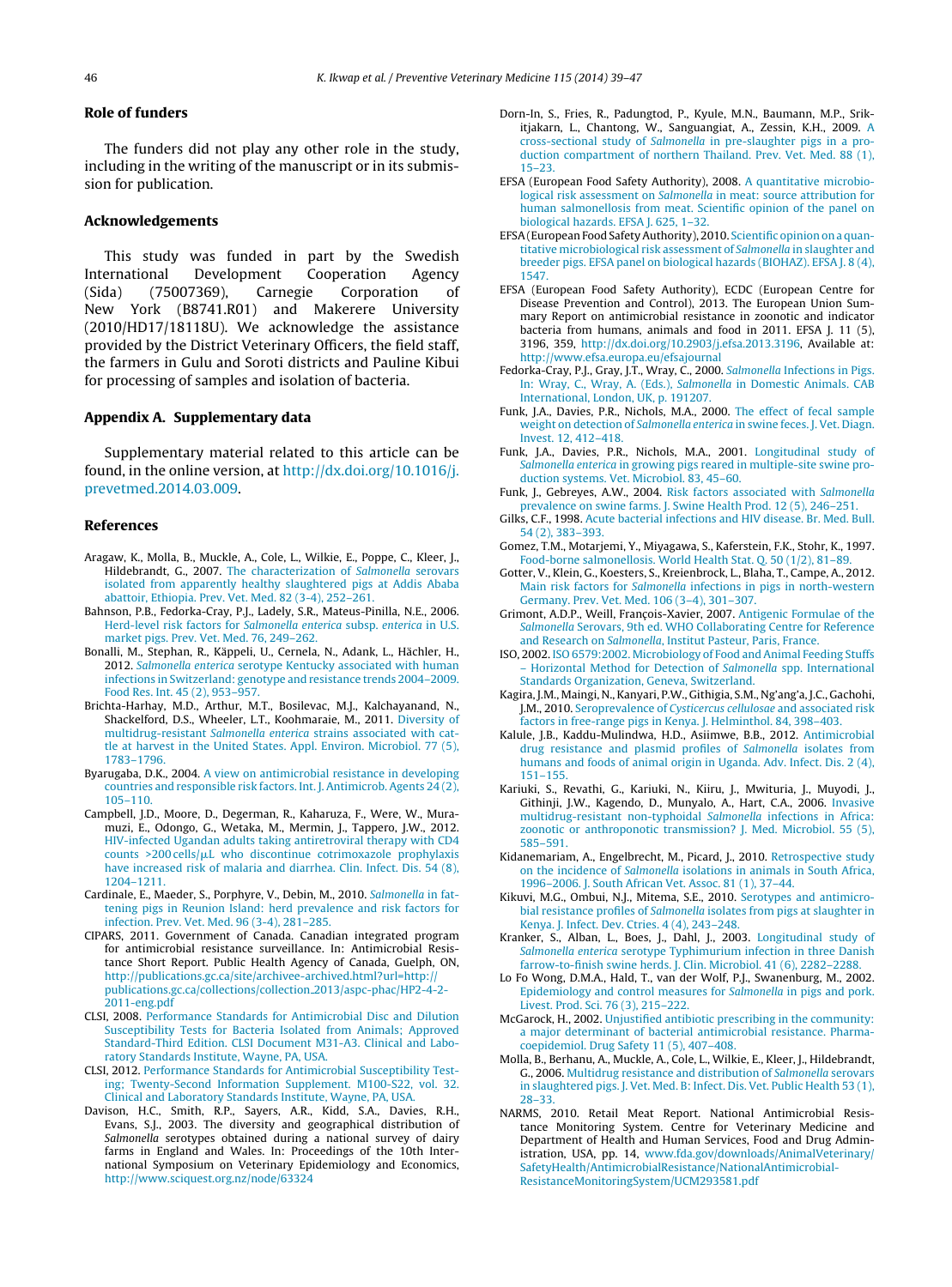## Role of funders

The funders did not play any other role in the study, including in the writing of the manuscript or in its submission for publication.

## Acknowledgements

This study was funded in part by the Swedish International Development Cooperation Agency (Sida) (75007369), Carnegie Corporation of New York (B8741.R01) and Makerere University (2010/HD17/18118U). We acknowledge the assistance provided by the District Veterinary Officers, the field staff, the farmers in Gulu and Soroti districts and Pauline Kibui for processing of samples and isolation of bacteria.

## Appendix A. Supplementary data

Supplementary material related to this article can be found, in the online version, at http://dx.doi.org/10.1016/j.prevetmed.2014.03.009.

## References

Aragaw, K., Molla, B., Muckle, A., Cole, L., Wilkie, E., Poppe, C., Kleer, J., Hildebrandt, G., 2007. The characterization of *Salmonella* serovars isolated from apparently healthy slaughtered pigs at Addis Ababa abattoir, Ethiopia. Prev. Vet. Med. 82 (3-4), 252–261.

Bahnson, P.B., Fedorka-Cray, P.J., Ladely, S.R., Mateus-Pinilla, N.E., 2006. Herd-level risk factors for *Salmonella enterica* subsp. *enterica* in U.S. market pigs. Prev. Vet. Med. 76, 249–262.

Bonalli, M., Stephan, R., Käppeli, U., Cernela, N., Adank, L., Hächler, H., 2012. *Salmonella enterica* serotype Kentucky associated with human infections in Switzerland: genotype and resistance trends 2004–2009. Food Res. Int. 45 (2), 953–957.

Brichta-Harhay, M.D., Arthur, M.T., Bosilevac, M.J., Kalchayanand, N., Shackelford, D.S., Wheeler, L.T., Koohmaraie, M., 2011. Diversity of multidrug-resistant *Salmonella enterica* strains associated with cattle at harvest in the United States. Appl. Environ. Microbiol. 77 (5), 1783–1796.

Byarugaba, D.K., 2004. A view on antimicrobial resistance in developing countries and responsible risk factors. Int. J. Antimicrob. Agents 24 (2), 105–110.

Campbell, J.D., Moore, D., Degerman, R., Kaharuza, F., Were, W., Muramuzi, E., Odongo, G., Wetaka, M., Mermin, J., Tappero, J.W., 2012. HIV-infected Ugandan adults taking antiretroviral therapy with CD4 counts >200 cells/μL who discontinue cotrimoxazole prophylaxis have increased risk of malaria and diarrhea. Clin. Infect. Dis. 54 (8), 1204–1211.

Cardinale, E., Maeder, S., Porphyre, V., Debin, M., 2010. *Salmonella* in fattening pigs in Reunion Island: herd prevalence and risk factors for infection. Prev. Vet. Med. 96 (3-4), 281–285.

CIPARS, 2011. Government of Canada. Canadian integrated program for antimicrobial resistance surveillance. In: Antimicrobial Resistance Short Report. Public Health Agency of Canada, Guelph, ON, http://publications.gc.ca/site/archivee-archived.html?url=http://publications.gc.ca/collections/collection_2013/aspc-phac/HP2-4-2-2011-eng.pdf

CLSI, 2008. Performance Standards for Antimicrobial Disc and Dilution Susceptibility Tests for Bacteria Isolated from Animals; Approved Standard-Third Edition. CLSI Document M31-A3. Clinical and Laboratory Standards Institute, Wayne, PA, USA.

CLSI, 2012. Performance Standards for Antimicrobial Susceptibility Testing; Twenty-Second Information Supplement. M100-S22, vol. 32. Clinical and Laboratory Standards Institute, Wayne, PA, USA.

Davison, H.C., Smith, R.P., Sayers, A.R., Kidd, S.A., Davies, R.H., Evans, S.J., 2003. The diversity and geographical distribution of *Salmonella* serotypes obtained during a national survey of dairy farms in England and Wales. In: Proceedings of the 10th International Symposium on Veterinary Epidemiology and Economics, http://www.sciquest.org.nz/node/63324

Dorn-In, S., Fries, R., Padungtod, P., Kyule, M.N., Baumann, M.P., Srikitjakarn, L., Chantong, W., Sanguangiat, A., Zessin, K.H., 2009. A cross-sectional study of *Salmonella* in pre-slaughter pigs in a production compartment of northern Thailand. Prev. Vet. Med. 88 (1), 15–23.

EFSA (European Food Safety Authority), 2008. A quantitative microbiological risk assessment on *Salmonella* in meat: source attribution for human salmonellosis from meat. Scientific opinion of the panel on biological hazards. EFSA J. 625, 1–32.

EFSA (European Food Safety Authority), 2010. Scientific opinion on a quantitative microbiological risk assessment of *Salmonella* in slaughter and breeder pigs. EFSA panel on biological hazards (BIOHAZ). EFSA J. 8 (4), 1547.

EFSA (European Food Safety Authority), ECDC (European Centre for Disease Prevention and Control), 2013. The European Union Summary Report on antimicrobial resistance in zoonotic and indicator bacteria from humans, animals and food in 2011. EFSA J. 11 (5), 3196, 359, http://dx.doi.org/10.2903/j.efsa.2013.3196, Available at: http://www.efsa.europa.eu/efsajournal

Fedorka-Cray, P.J., Gray, J.T., Wray, C., 2000. *Salmonella* Infections in Pigs. In: Wray, C., Wray, A. (Eds.), *Salmonella* in Domestic Animals. CAB International, London, UK, p. 191207.

Funk, J.A., Davies, P.R., Nichols, M.A., 2000. The effect of fecal sample weight on detection of *Salmonella enterica* in swine feces. J. Vet. Diagn. Invest. 12, 412–418.

Funk, J.A., Davies, P.R., Nichols, M.A., 2001. Longitudinal study of *Salmonella enterica* in growing pigs reared in multiple-site swine production systems. Vet. Microbiol. 83, 45–60.

Funk, J., Gebreyes, A.W., 2004. Risk factors associated with *Salmonella* prevalence on swine farms. J. Swine Health Prod. 12 (5), 246–251.

Gilks, C.F., 1998. Acute bacterial infections and HIV disease. Br. Med. Bull. 54 (2), 383–393.

Gomez, T.M., Motarjemi, Y., Miyagawa, S., Kaferstein, F.K., Stohr, K., 1997. Food-borne salmonellosis. World Health Stat. Q. 50 (1/2), 81–89.

Gotter, V., Klein, G., Koesters, S., Kreienbrock, L., Blaha, T., Campe, A., 2012. Main risk factors for *Salmonella* infections in pigs in north-western Germany. Prev. Vet. Med. 106 (3–4), 301–307.

Grimont, A.D.P., Weill, François-Xavier, 2007. Antigenic Formulae of the *Salmonella* Serovars, 9th ed. WHO Collaborating Centre for Reference and Research on *Salmonella*, Institut Pasteur, Paris, France.

ISO, 2002. ISO 6579:2002. Microbiology of Food and Animal Feeding Stuffs – Horizontal Method for Detection of *Salmonella* spp. International Standards Organization, Geneva, Switzerland.

Kagira, J.M., Maingi, N., Kanyari, P.W., Githigia, S.M., Ng'ang'a, J.C., Gachohi, J.M., 2010. Seroprevalence of *Cysticercus cellulosae* and associated risk factors in free-range pigs in Kenya. J. Helminthol. 84, 398–403.

Kalule, J.B., Kaddu-Mulindwa, H.D., Asiimwe, B.B., 2012. Antimicrobial drug resistance and plasmid profiles of *Salmonella* isolates from humans and foods of animal origin in Uganda. Adv. Infect. Dis. 2 (4), 151–155.

Kariuki, S., Revathi, G., Kariuki, N., Kiiru, J., Mwituria, J., Muyodi, J., Githinji, J.W., Kagendo, D., Munyalo, A., Hart, C.A., 2006. Invasive multidrug-resistant non-typhoidal *Salmonella* infections in Africa: zoonotic or anthroponotic transmission? J. Med. Microbiol. 55 (5), 585–591.

Kidanemariam, A., Engelbrecht, M., Picard, J., 2010. Retrospective study on the incidence of *Salmonella* isolations in animals in South Africa, 1996–2006. J. South African Vet. Assoc. 81 (1), 37–44.

Kikuvi, M.G., Ombui, N.J., Mitema, S.E., 2010. Serotypes and antimicrobial resistance profiles of *Salmonella* isolates from pigs at slaughter in Kenya. J. Infect. Dev. Ctries. 4 (4), 243–248.

Kranker, S., Alban, L., Boes, J., Dahl, J., 2003. Longitudinal study of *Salmonella enterica* serotype Typhimurium infection in three Danish farrow-to-finish swine herds. J. Clin. Microbiol. 41 (6), 2282–2288.

Lo Fo Wong, D.M.A., Hald, T., van der Wolf, P.J., Swanenburg, M., 2002. Epidemiology and control measures for *Salmonella* in pigs and pork. Livest. Prod. Sci. 76 (3), 215–222.

McGarock, H., 2002. Unjustified antibiotic prescribing in the community: a major determinant of bacterial antimicrobial resistance. Pharmacoepidemiol. Drug Safety 11 (5), 407–408.

Molla, B., Berhanu, A., Muckle, A., Cole, L., Wilkie, E., Kleer, J., Hildebrandt, G., 2006. Multidrug resistance and distribution of *Salmonella* serovars in slaughtered pigs. J. Vet. Med. B: Infect. Dis. Vet. Public Health 53 (1), 28–33.

NARMS, 2010. Retail Meat Report. National Antimicrobial Resistance Monitoring System. Centre for Veterinary Medicine and Department of Health and Human Services, Food and Drug Administration, USA, pp. 14, www.fda.gov/downloads/AnimalVeterinary/SafetyHealth/AntimicrobialResistance/NationalAntimicrobial-ResistanceMonitoringSystem/UCM293581.pdf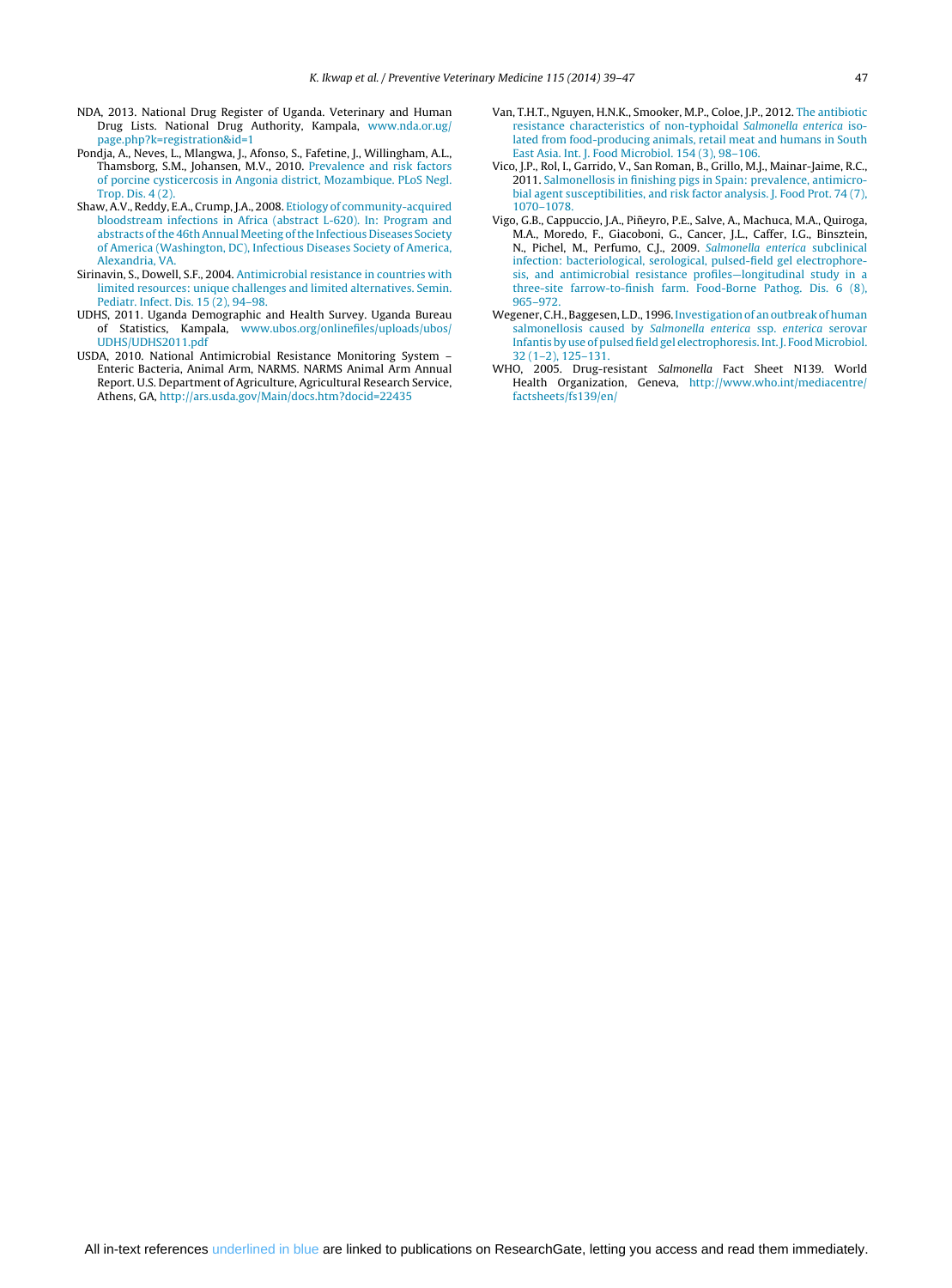NDA, 2013. National Drug Register of Uganda. Veterinary and Human Drug Lists. National Drug Authority, Kampala, www.nda.or.ug/page.php?k=registration&id=1

Pondja, A., Neves, L., Mlangwa, J., Afonso, S., Fafetine, J., Willingham, A.L., Thamsborg, S.M., Johansen, M.V., 2010. Prevalence and risk factors of porcine cysticercosis in Angonia district, Mozambique. PLoS Negl. Trop. Dis. 4 (2).

Shaw, A.V., Reddy, E.A., Crump, J.A., 2008. Etiology of community-acquired bloodstream infections in Africa (abstract L-620). In: Program and abstracts of the 46th Annual Meeting of the Infectious Diseases Society of America (Washington, DC), Infectious Diseases Society of America, Alexandria, VA.

Sirinavin, S., Dowell, S.F., 2004. Antimicrobial resistance in countries with limited resources: unique challenges and limited alternatives. Semin. Pediatr. Infect. Dis. 15 (2), 94–98.

UDHS, 2011. Uganda Demographic and Health Survey. Uganda Bureau of Statistics, Kampala, www.ubos.org/onlinefiles/uploads/ubos/UDHS/UDHS2011.pdf

USDA, 2010. National Antimicrobial Resistance Monitoring System – Enteric Bacteria, Animal Arm, NARMS. NARMS Animal Arm Annual Report. U.S. Department of Agriculture, Agricultural Research Service, Athens, GA, http://ars.usda.gov/Main/docs.htm?docid=22435

Van, T.H.T., Nguyen, H.N.K., Smooker, M.P., Coloe, J.P., 2012. The antibiotic resistance characteristics of non-typhoidal *Salmonella enterica* isolated from food-producing animals, retail meat and humans in South East Asia. Int. J. Food Microbiol. 154 (3), 98–106.

Vico, J.P., Rol, I., Garrido, V., San Roman, B., Grillo, M.J., Mainar-Jaime, R.C., 2011. Salmonellosis in finishing pigs in Spain: prevalence, antimicrobial agent susceptibilities, and risk factor analysis. J. Food Prot. 74 (7), 1070–1078.

Vigo, G.B., Cappuccio, J.A., Piñeyro, P.E., Salve, A., Machuca, M.A., Quiroga, M.A., Moredo, F., Giacoboni, G., Cancer, J.L., Caffer, I.G., Binsztein, N., Pichel, M., Perfumo, C.J., 2009. *Salmonella enterica* subclinical infection: bacteriological, serological, pulsed-field gel electrophoresis, and antimicrobial resistance profiles—longitudinal study in a three-site farrow-to-finish farm. Food-Borne Pathog. Dis. 6 (8), 965–972.

Wegener, C.H., Baggesen, L.D., 1996. Investigation of an outbreak of human salmonellosis caused by *Salmonella enterica* ssp. *enterica* serovar Infantis by use of pulsed field gel electrophoresis. Int. J. Food Microbiol. 32 (1–2), 125–131.

WHO, 2005. Drug-resistant *Salmonella* Fact Sheet N139. World Health Organization, Geneva, http://www.who.int/mediacentre/factsheets/fs139/en/

All in-text references underlined in blue are linked to publications on ResearchGate, letting you access and read them immediately.